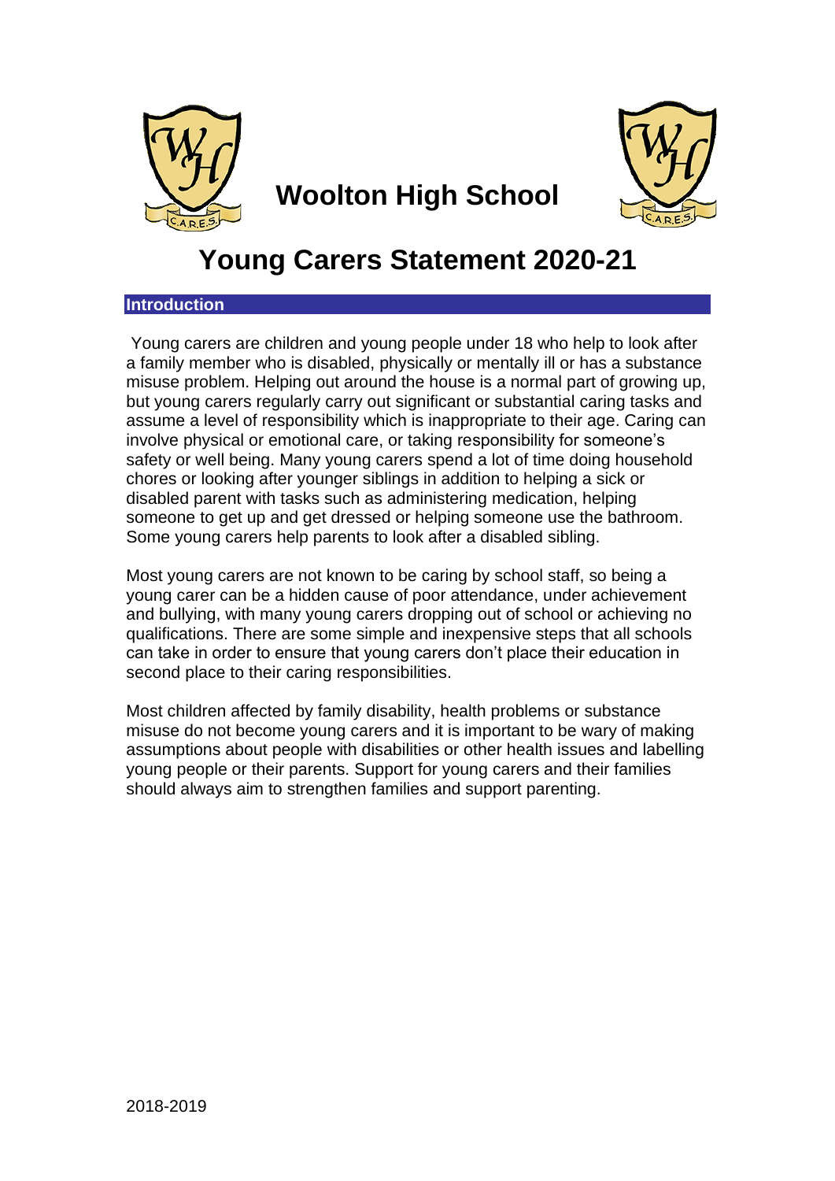# Woolton High School

# Young Carers Statement 2020-21

## Introduction

Young carers are children and young people under 18 who help to look after a family member who is disabled, physically or mentally ill or has a substance misuse problem. Helping out around the house is a normal part of growing up, but young carers regularly carry out significant or substantial caring tasks and assume a level of responsibility which is inappropriate to their age. Caring can involve physical or emotional care, or taking responsibility for someone's safety or well being. Many young carers spend a lot of time doing household chores or looking after younger siblings in addition to helping a sick or disabled parent with tasks such as administering medication, helping someone to get up and get dressed or helping someone use the bathroom. Some young carers help parents to look after a disabled sibling.

Most young carers are not known to be caring by school staff, so being a young carer can be a hidden cause of poor attendance, under achievement and bullying, with many young carers dropping out of school or achieving no qualifications. There are some simple and inexpensive steps that all schools can take in order to ensure that young carers don't place their education in second place to their caring responsibilities.

Most children affected by family disability, health problems or substance misuse do not become young carers and it is important to be wary of making assumptions about people with disabilities or other health issues and labelling young people or their parents. Support for young carers and their families should always aim to strengthen families and support parenting.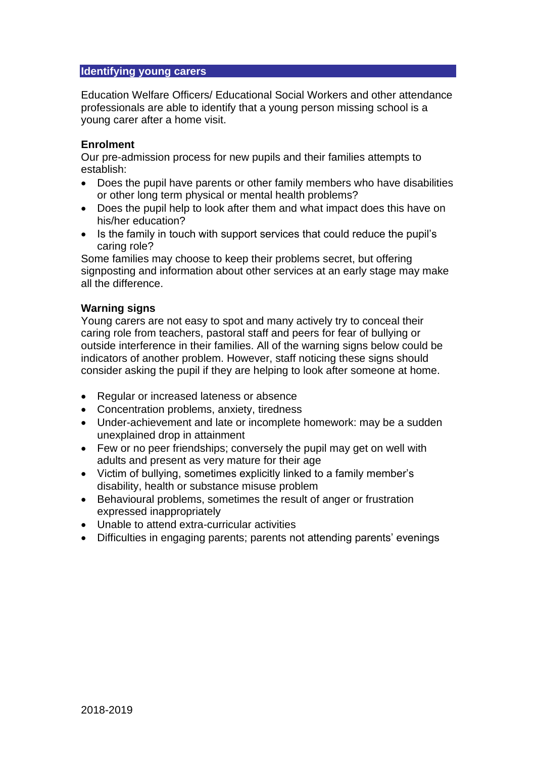## Identifying young carers

Education Welfare Officers/ Educational Social Workers and other attendance professionals are able to identify that a young person missing school is a young carer after a home visit.

**Enrolment**

Our pre-admission process for new pupils and their families attempts to establish:

- Does the pupil have parents or other family members who have disabilities or other long term physical or mental health problems?
- Does the pupil help to look after them and what impact does this have on his/her education?
- Is the family in touch with support services that could reduce the pupil's caring role?

Some families may choose to keep their problems secret, but offering signposting and information about other services at an early stage may make all the difference.

**Warning signs**

Young carers are not easy to spot and many actively try to conceal their caring role from teachers, pastoral staff and peers for fear of bullying or outside interference in their families. All of the warning signs below could be indicators of another problem. However, staff noticing these signs should consider asking the pupil if they are helping to look after someone at home.

- Regular or increased lateness or absence
- Concentration problems, anxiety, tiredness
- Under-achievement and late or incomplete homework: may be a sudden unexplained drop in attainment
- Few or no peer friendships; conversely the pupil may get on well with adults and present as very mature for their age
- Victim of bullying, sometimes explicitly linked to a family member's disability, health or substance misuse problem
- Behavioural problems, sometimes the result of anger or frustration expressed inappropriately
- Unable to attend extra-curricular activities
- Difficulties in engaging parents; parents not attending parents' evenings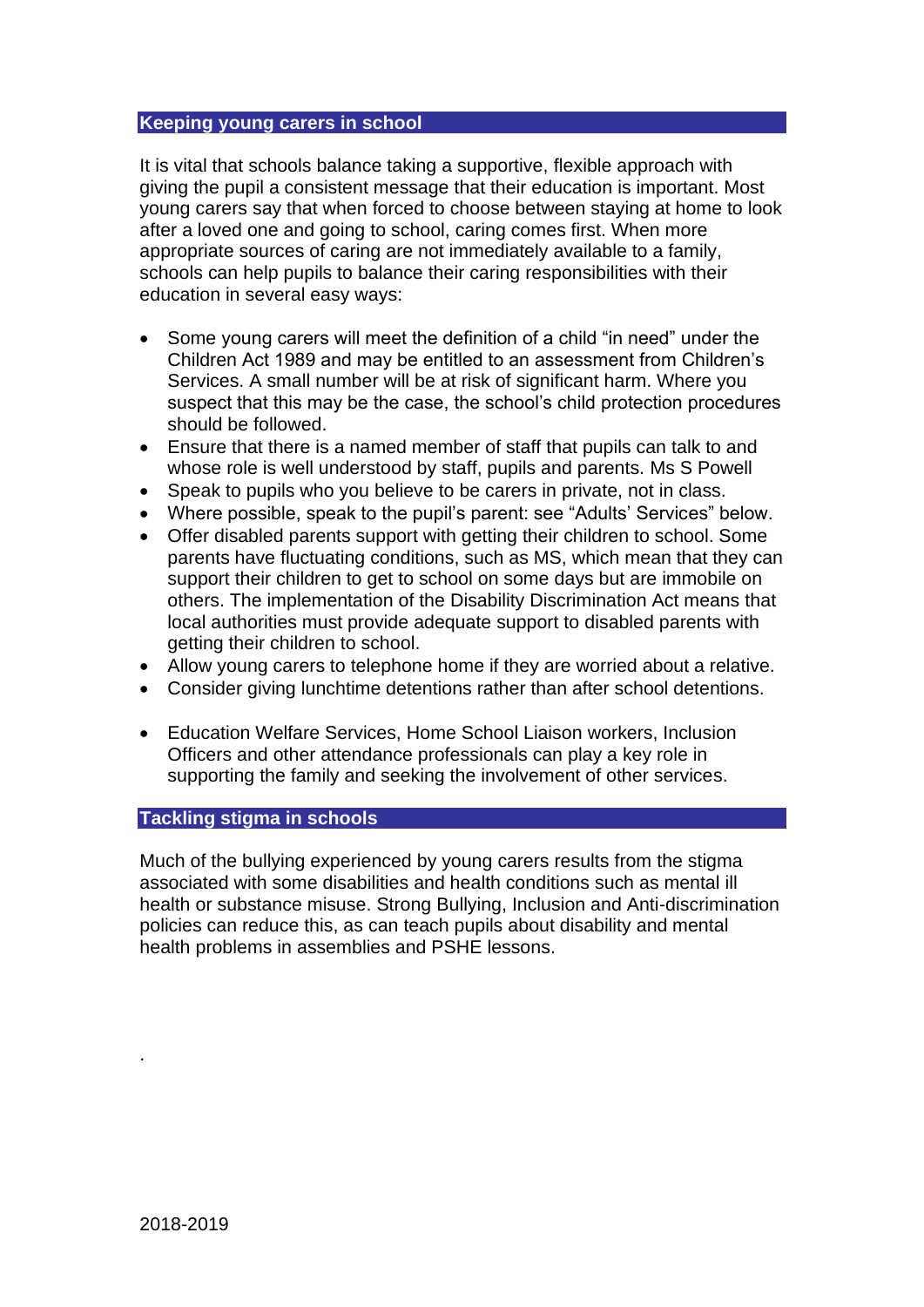## Keeping young carers in school

It is vital that schools balance taking a supportive, flexible approach with giving the pupil a consistent message that their education is important. Most young carers say that when forced to choose between staying at home to look after a loved one and going to school, caring comes first. When more appropriate sources of caring are not immediately available to a family, schools can help pupils to balance their caring responsibilities with their education in several easy ways:

- Some young carers will meet the definition of a child "in need" under the Children Act 1989 and may be entitled to an assessment from Children's Services. A small number will be at risk of significant harm. Where you suspect that this may be the case, the school's child protection procedures should be followed.
- Ensure that there is a named member of staff that pupils can talk to and whose role is well understood by staff, pupils and parents. Ms S Powell
- Speak to pupils who you believe to be carers in private, not in class.
- Where possible, speak to the pupil's parent: see "Adults' Services" below.
- Offer disabled parents support with getting their children to school. Some parents have fluctuating conditions, such as MS, which mean that they can support their children to get to school on some days but are immobile on others. The implementation of the Disability Discrimination Act means that local authorities must provide adequate support to disabled parents with getting their children to school.
- Allow young carers to telephone home if they are worried about a relative.
- Consider giving lunchtime detentions rather than after school detentions.

- Education Welfare Services, Home School Liaison workers, Inclusion Officers and other attendance professionals can play a key role in supporting the family and seeking the involvement of other services.

## Tackling stigma in schools

Much of the bullying experienced by young carers results from the stigma associated with some disabilities and health conditions such as mental ill health or substance misuse. Strong Bullying, Inclusion and Anti-discrimination policies can reduce this, as can teach pupils about disability and mental health problems in assemblies and PSHE lessons.

.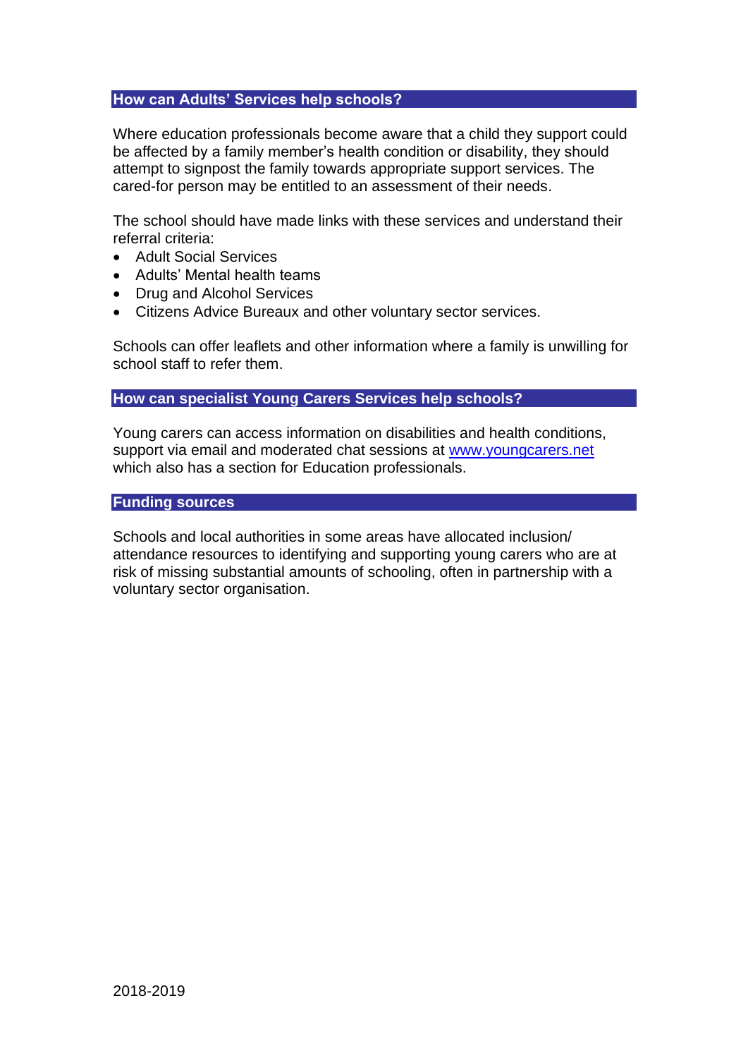## How can Adults' Services help schools?

Where education professionals become aware that a child they support could be affected by a family member's health condition or disability, they should attempt to signpost the family towards appropriate support services. The cared-for person may be entitled to an assessment of their needs.

The school should have made links with these services and understand their referral criteria:

- Adult Social Services
- Adults' Mental health teams
- Drug and Alcohol Services
- Citizens Advice Bureaux and other voluntary sector services.

Schools can offer leaflets and other information where a family is unwilling for school staff to refer them.

## How can specialist Young Carers Services help schools?

Young carers can access information on disabilities and health conditions, support via email and moderated chat sessions at [www.youngcarers.net](http://www.youngcarers.net) which also has a section for Education professionals.

## Funding sources

Schools and local authorities in some areas have allocated inclusion/ attendance resources to identifying and supporting young carers who are at risk of missing substantial amounts of schooling, often in partnership with a voluntary sector organisation.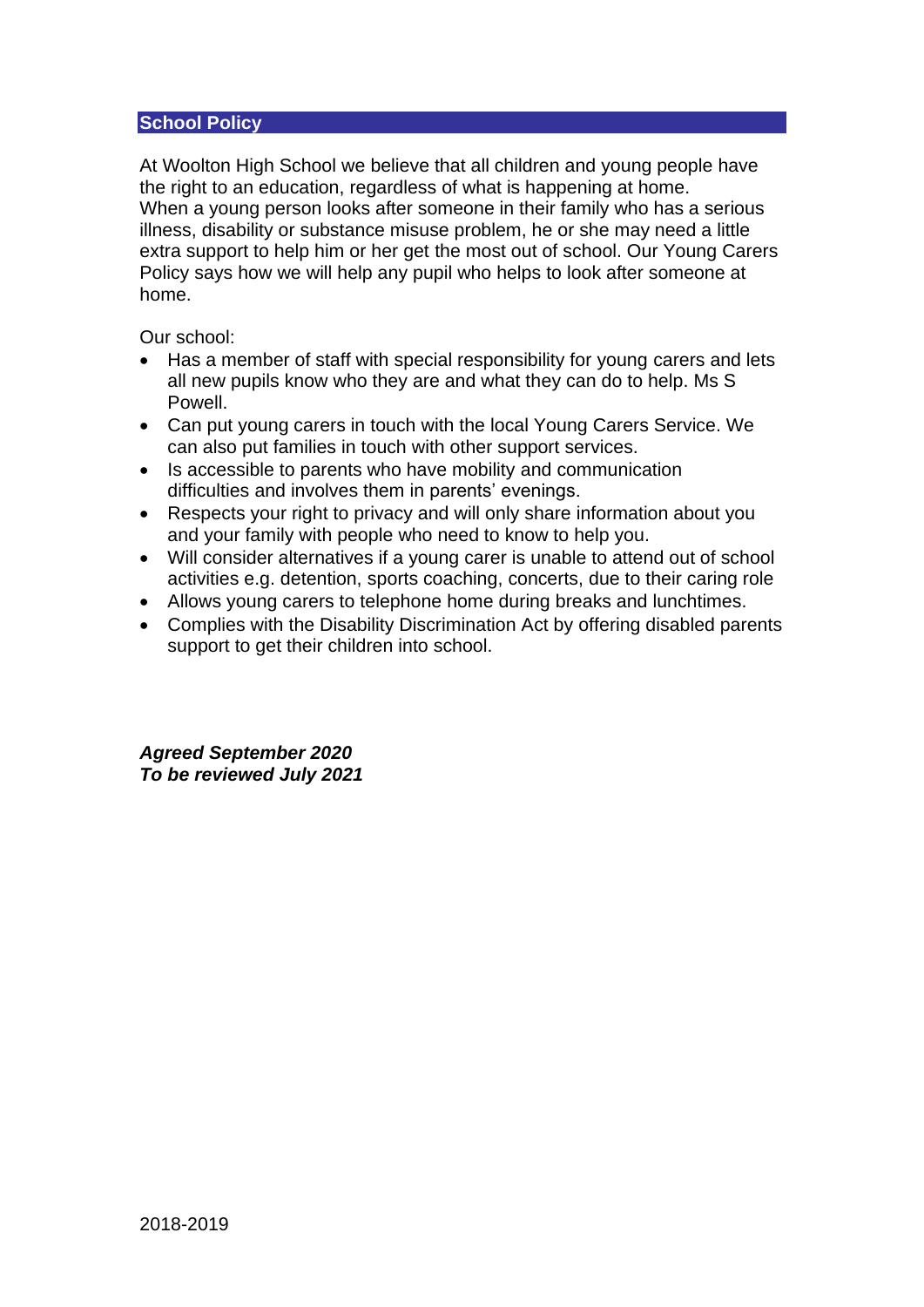## School Policy

At Woolton High School we believe that all children and young people have the right to an education, regardless of what is happening at home.
When a young person looks after someone in their family who has a serious illness, disability or substance misuse problem, he or she may need a little extra support to help him or her get the most out of school. Our Young Carers Policy says how we will help any pupil who helps to look after someone at home.

Our school:

- Has a member of staff with special responsibility for young carers and lets all new pupils know who they are and what they can do to help. Ms S Powell.
- Can put young carers in touch with the local Young Carers Service. We can also put families in touch with other support services.
- Is accessible to parents who have mobility and communication difficulties and involves them in parents' evenings.
- Respects your right to privacy and will only share information about you and your family with people who need to know to help you.
- Will consider alternatives if a young carer is unable to attend out of school activities e.g. detention, sports coaching, concerts, due to their caring role
- Allows young carers to telephone home during breaks and lunchtimes.
- Complies with the Disability Discrimination Act by offering disabled parents support to get their children into school.

***Agreed September 2020***
***To be reviewed July 2021***

2018-2019